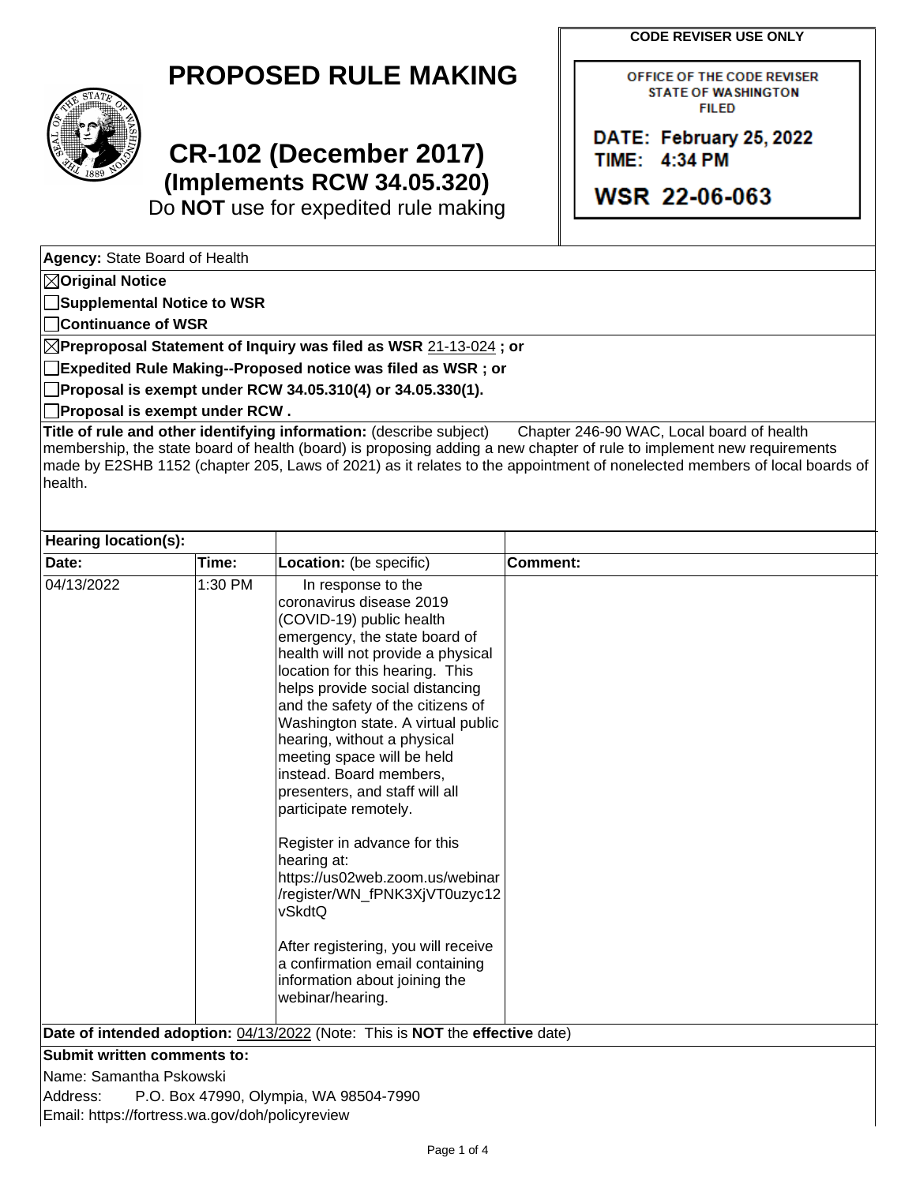# PROPOSED RULE MAKING

## CR-102 (December 2017)
### (Implements RCW 34.05.320)

Do **NOT** use for expedited rule making

**CODE REVISER USE ONLY**

OFFICE OF THE CODE REVISER
STATE OF WASHINGTON
FILED

DATE: February 25, 2022
TIME: 4:34 PM

WSR 22-06-063

**Agency:** State Board of Health

☒ **Original Notice**

☐ **Supplemental Notice to WSR**

☐ **Continuance of WSR**

☒ **Preproposal Statement of Inquiry was filed as WSR** 21-13-024 **; or**

☐ **Expedited Rule Making--Proposed notice was filed as WSR ; or**

☐ **Proposal is exempt under RCW 34.05.310(4) or 34.05.330(1).**

☐ **Proposal is exempt under RCW .**

**Title of rule and other identifying information:** (describe subject) Chapter 246-90 WAC, Local board of health membership, the state board of health (board) is proposing adding a new chapter of rule to implement new requirements made by E2SHB 1152 (chapter 205, Laws of 2021) as it relates to the appointment of nonelected members of local boards of health.

**Hearing location(s):**

| Date: | Time: | Location: (be specific) | Comment: |
|---|---|---|---|
| 04/13/2022 | 1:30 PM | In response to the coronavirus disease 2019 (COVID-19) public health emergency, the state board of health will not provide a physical location for this hearing. This helps provide social distancing and the safety of the citizens of Washington state. A virtual public hearing, without a physical meeting space will be held instead. Board members, presenters, and staff will all participate remotely.<br><br>Register in advance for this hearing at: https://us02web.zoom.us/webinar/register/WN_fPNK3XjVT0uzyc12vSkdtQ<br><br>After registering, you will receive a confirmation email containing information about joining the webinar/hearing. | |

**Date of intended adoption:** 04/13/2022 (Note: This is **NOT** the **effective** date)

**Submit written comments to:**

Name: Samantha Pskowski

Address: P.O. Box 47990, Olympia, WA 98504-7990

Email: https://fortress.wa.gov/doh/policyreview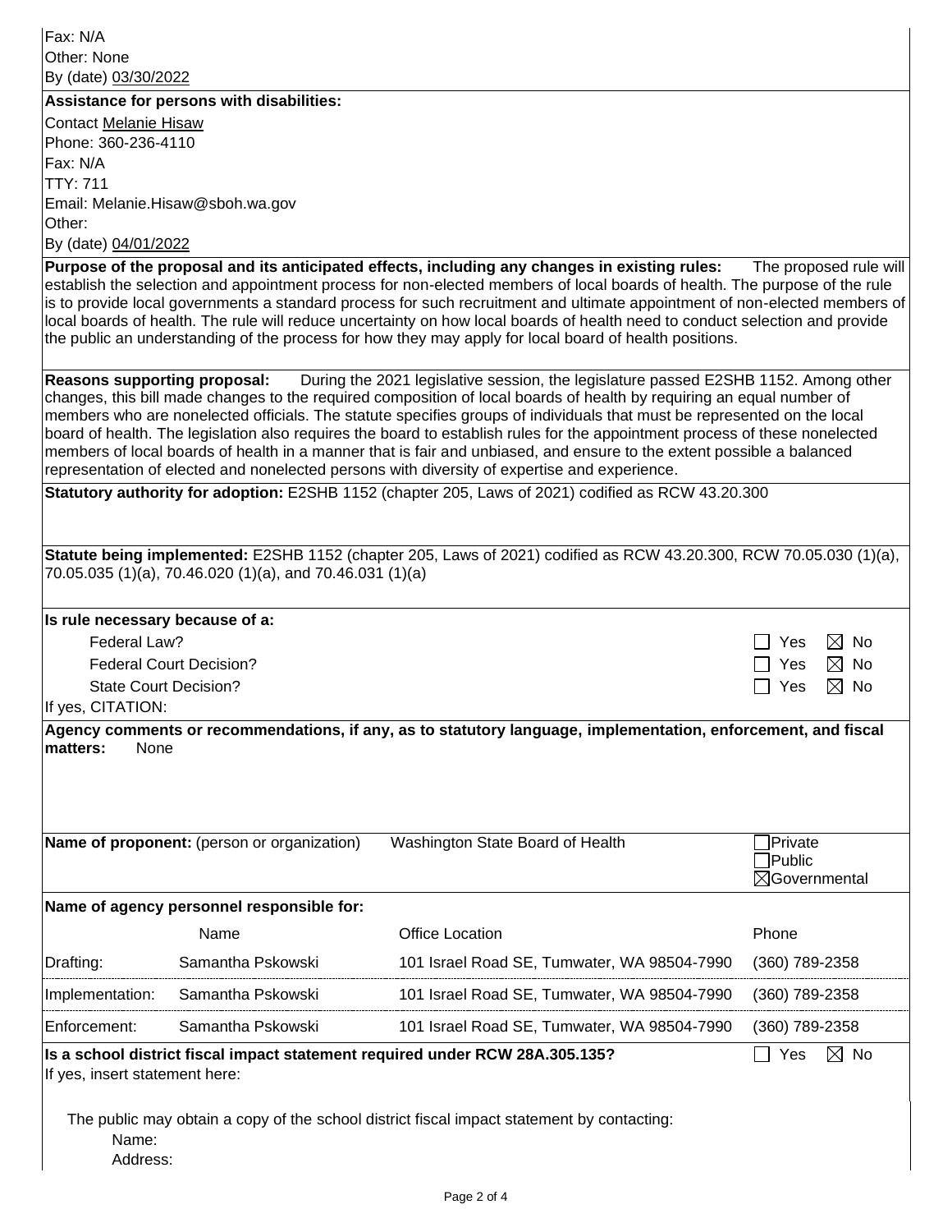Fax: N/A
Other: None
By (date) 03/30/2022

**Assistance for persons with disabilities:**

Contact Melanie Hisaw
Phone: 360-236-4110
Fax: N/A
TTY: 711
Email: Melanie.Hisaw@sboh.wa.gov
Other:
By (date) 04/01/2022

**Purpose of the proposal and its anticipated effects, including any changes in existing rules:** The proposed rule will establish the selection and appointment process for non-elected members of local boards of health. The purpose of the rule is to provide local governments a standard process for such recruitment and ultimate appointment of non-elected members of local boards of health. The rule will reduce uncertainty on how local boards of health need to conduct selection and provide the public an understanding of the process for how they may apply for local board of health positions.

**Reasons supporting proposal:** During the 2021 legislative session, the legislature passed E2SHB 1152. Among other changes, this bill made changes to the required composition of local boards of health by requiring an equal number of members who are nonelected officials. The statute specifies groups of individuals that must be represented on the local board of health. The legislation also requires the board to establish rules for the appointment process of these nonelected members of local boards of health in a manner that is fair and unbiased, and ensure to the extent possible a balanced representation of elected and nonelected persons with diversity of expertise and experience.

**Statutory authority for adoption:** E2SHB 1152 (chapter 205, Laws of 2021) codified as RCW 43.20.300

**Statute being implemented:** E2SHB 1152 (chapter 205, Laws of 2021) codified as RCW 43.20.300, RCW 70.05.030 (1)(a), 70.05.035 (1)(a), 70.46.020 (1)(a), and 70.46.031 (1)(a)

**Is rule necessary because of a:**

| | |
|---|---|
| Federal Law? | ☐ Yes ☒ No |
| Federal Court Decision? | ☐ Yes ☒ No |
| State Court Decision? | ☐ Yes ☒ No |

If yes, CITATION:

**Agency comments or recommendations, if any, as to statutory language, implementation, enforcement, and fiscal matters:** None

**Name of proponent:** (person or organization) Washington State Board of Health ☐ Private ☐ Public ☒ Governmental

**Name of agency personnel responsible for:**

| | Name | Office Location | Phone |
|---|---|---|---|
| Drafting: | Samantha Pskowski | 101 Israel Road SE, Tumwater, WA 98504-7990 | (360) 789-2358 |
| Implementation: | Samantha Pskowski | 101 Israel Road SE, Tumwater, WA 98504-7990 | (360) 789-2358 |
| Enforcement: | Samantha Pskowski | 101 Israel Road SE, Tumwater, WA 98504-7990 | (360) 789-2358 |

**Is a school district fiscal impact statement required under RCW 28A.305.135?** ☐ Yes ☒ No

If yes, insert statement here:

The public may obtain a copy of the school district fiscal impact statement by contacting:
Name:
Address: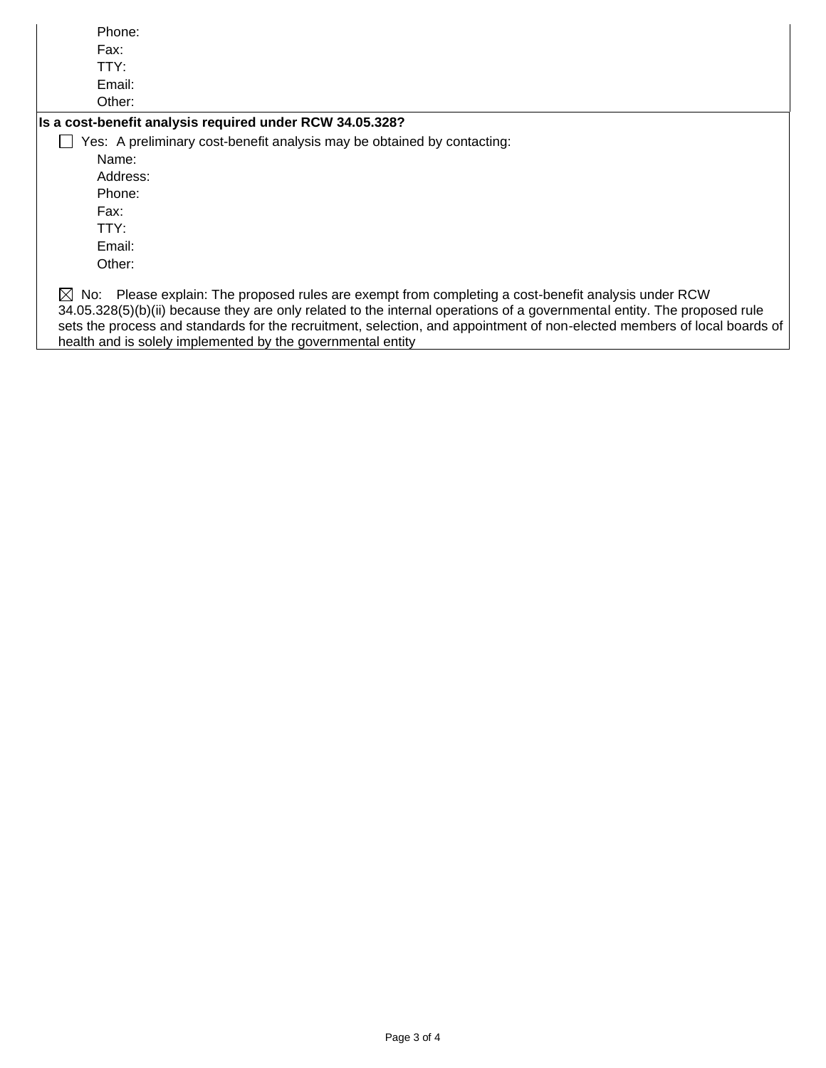Phone:
Fax:
TTY:
Email:
Other:

**Is a cost-benefit analysis required under RCW 34.05.328?**

☐ Yes: A preliminary cost-benefit analysis may be obtained by contacting:

Name:
Address:
Phone:
Fax:
TTY:
Email:
Other:

☒ No: Please explain: The proposed rules are exempt from completing a cost-benefit analysis under RCW 34.05.328(5)(b)(ii) because they are only related to the internal operations of a governmental entity. The proposed rule sets the process and standards for the recruitment, selection, and appointment of non-elected members of local boards of health and is solely implemented by the governmental entity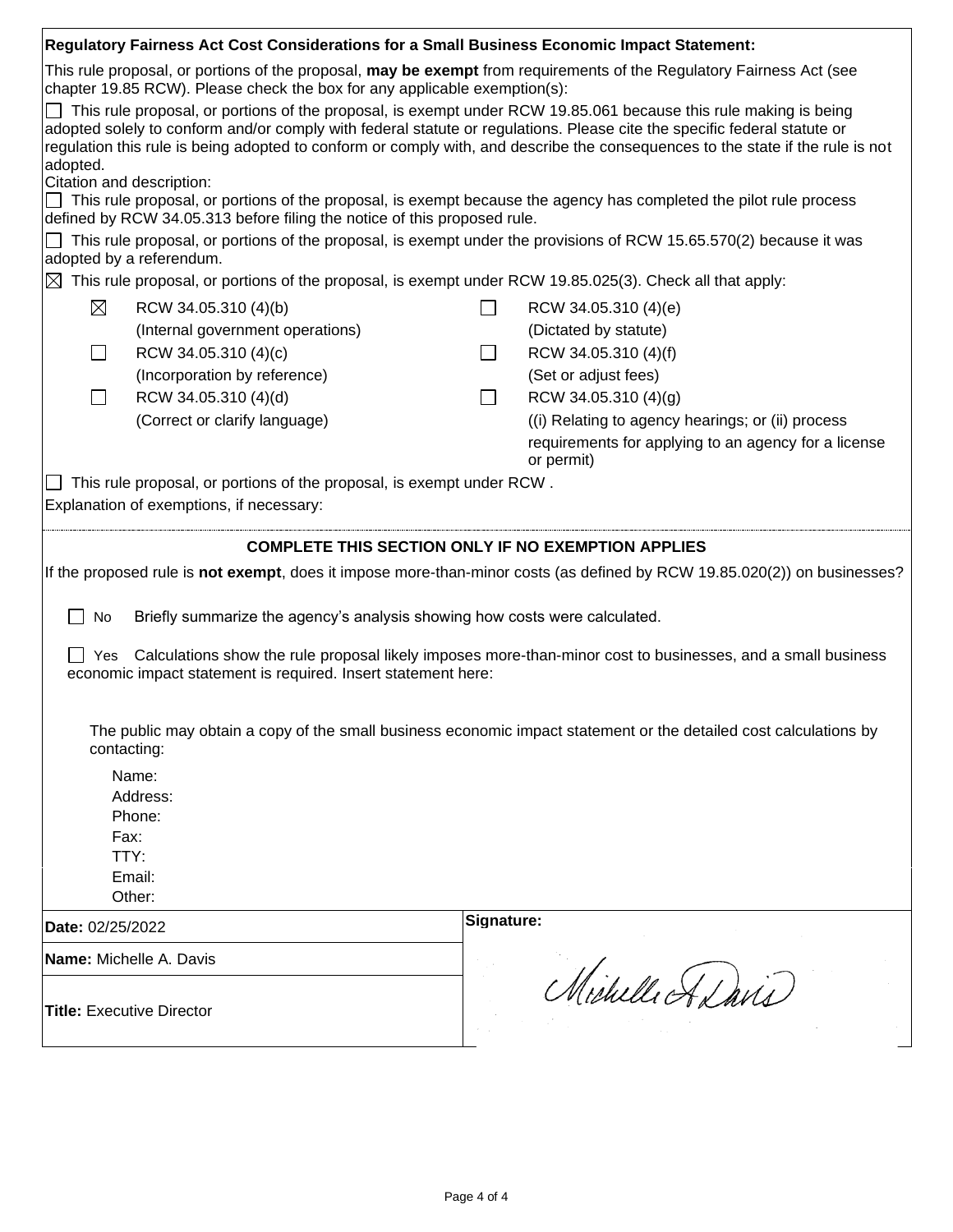**Regulatory Fairness Act Cost Considerations for a Small Business Economic Impact Statement:**

This rule proposal, or portions of the proposal, **may be exempt** from requirements of the Regulatory Fairness Act (see chapter 19.85 RCW). Please check the box for any applicable exemption(s):

☐ This rule proposal, or portions of the proposal, is exempt under RCW 19.85.061 because this rule making is being adopted solely to conform and/or comply with federal statute or regulations. Please cite the specific federal statute or regulation this rule is being adopted to conform or comply with, and describe the consequences to the state if the rule is not adopted.

Citation and description:

☐ This rule proposal, or portions of the proposal, is exempt because the agency has completed the pilot rule process defined by RCW 34.05.313 before filing the notice of this proposed rule.

☐ This rule proposal, or portions of the proposal, is exempt under the provisions of RCW 15.65.570(2) because it was adopted by a referendum.

☒ This rule proposal, or portions of the proposal, is exempt under RCW 19.85.025(3). Check all that apply:

| | | | |
|---|---|---|---|
| ☒ | RCW 34.05.310 (4)(b) (Internal government operations) | ☐ | RCW 34.05.310 (4)(e) (Dictated by statute) |
| ☐ | RCW 34.05.310 (4)(c) (Incorporation by reference) | ☐ | RCW 34.05.310 (4)(f) (Set or adjust fees) |
| ☐ | RCW 34.05.310 (4)(d) (Correct or clarify language) | ☐ | RCW 34.05.310 (4)(g) ((i) Relating to agency hearings; or (ii) process requirements for applying to an agency for a license or permit) |

☐ This rule proposal, or portions of the proposal, is exempt under RCW .

Explanation of exemptions, if necessary:

**COMPLETE THIS SECTION ONLY IF NO EXEMPTION APPLIES**

If the proposed rule is **not exempt**, does it impose more-than-minor costs (as defined by RCW 19.85.020(2)) on businesses?

☐ No Briefly summarize the agency's analysis showing how costs were calculated.

☐ Yes Calculations show the rule proposal likely imposes more-than-minor cost to businesses, and a small business economic impact statement is required. Insert statement here:

The public may obtain a copy of the small business economic impact statement or the detailed cost calculations by contacting:

Name:
Address:
Phone:
Fax:
TTY:
Email:
Other:

| | |
|---|---|
| **Date:** 02/25/2022 | **Signature:** |
| **Name:** Michelle A. Davis | Michelle A Davis |
| **Title:** Executive Director | |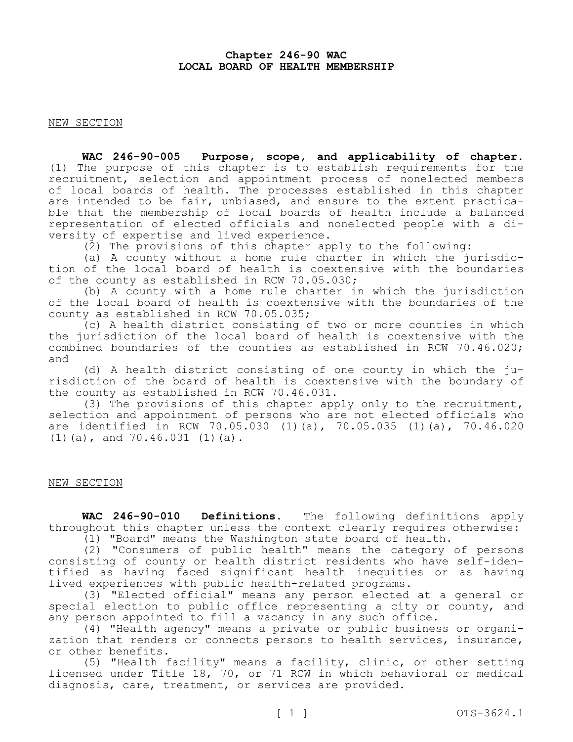# Chapter 246-90 WAC
# LOCAL BOARD OF HEALTH MEMBERSHIP

NEW SECTION

**WAC 246-90-005 Purpose, scope, and applicability of chapter.** (1) The purpose of this chapter is to establish requirements for the recruitment, selection and appointment process of nonelected members of local boards of health. The processes established in this chapter are intended to be fair, unbiased, and ensure to the extent practicable that the membership of local boards of health include a balanced representation of elected officials and nonelected people with a diversity of expertise and lived experience.

(2) The provisions of this chapter apply to the following:

(a) A county without a home rule charter in which the jurisdiction of the local board of health is coextensive with the boundaries of the county as established in RCW 70.05.030;

(b) A county with a home rule charter in which the jurisdiction of the local board of health is coextensive with the boundaries of the county as established in RCW 70.05.035;

(c) A health district consisting of two or more counties in which the jurisdiction of the local board of health is coextensive with the combined boundaries of the counties as established in RCW 70.46.020; and

(d) A health district consisting of one county in which the jurisdiction of the board of health is coextensive with the boundary of the county as established in RCW 70.46.031.

(3) The provisions of this chapter apply only to the recruitment, selection and appointment of persons who are not elected officials who are identified in RCW 70.05.030 (1)(a), 70.05.035 (1)(a), 70.46.020 (1)(a), and 70.46.031 (1)(a).

NEW SECTION

**WAC 246-90-010 Definitions.** The following definitions apply throughout this chapter unless the context clearly requires otherwise:

(1) "Board" means the Washington state board of health.

(2) "Consumers of public health" means the category of persons consisting of county or health district residents who have self-identified as having faced significant health inequities or as having lived experiences with public health-related programs.

(3) "Elected official" means any person elected at a general or special election to public office representing a city or county, and any person appointed to fill a vacancy in any such office.

(4) "Health agency" means a private or public business or organization that renders or connects persons to health services, insurance, or other benefits.

(5) "Health facility" means a facility, clinic, or other setting licensed under Title 18, 70, or 71 RCW in which behavioral or medical diagnosis, care, treatment, or services are provided.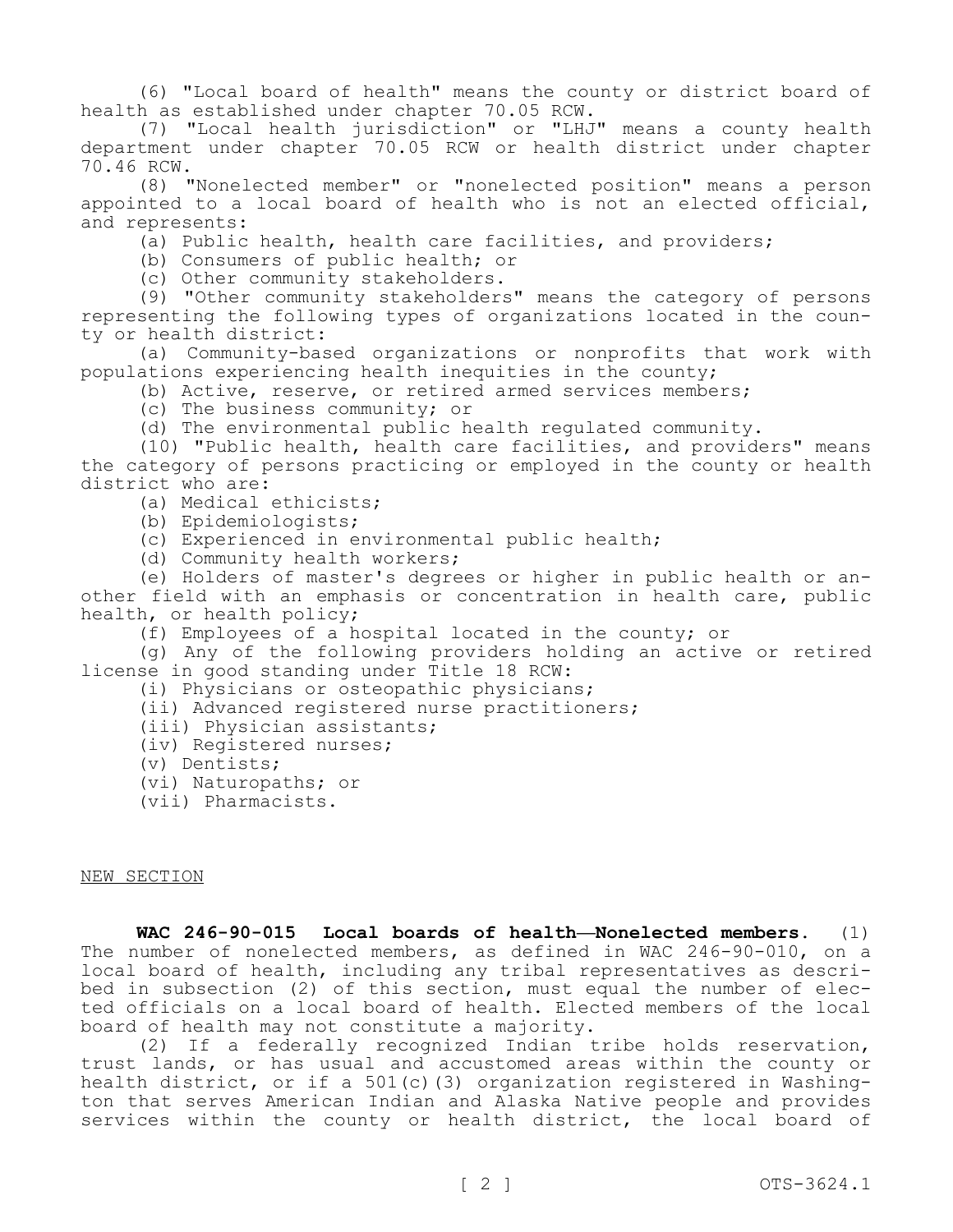(6) "Local board of health" means the county or district board of health as established under chapter 70.05 RCW.

(7) "Local health jurisdiction" or "LHJ" means a county health department under chapter 70.05 RCW or health district under chapter 70.46 RCW.

(8) "Nonelected member" or "nonelected position" means a person appointed to a local board of health who is not an elected official, and represents:

(a) Public health, health care facilities, and providers;

(b) Consumers of public health; or

(c) Other community stakeholders.

(9) "Other community stakeholders" means the category of persons representing the following types of organizations located in the county or health district:

(a) Community-based organizations or nonprofits that work with populations experiencing health inequities in the county;

(b) Active, reserve, or retired armed services members;

(c) The business community; or

(d) The environmental public health regulated community.

(10) "Public health, health care facilities, and providers" means the category of persons practicing or employed in the county or health district who are:

(a) Medical ethicists;

(b) Epidemiologists;

(c) Experienced in environmental public health;

(d) Community health workers;

(e) Holders of master's degrees or higher in public health or another field with an emphasis or concentration in health care, public health, or health policy;

(f) Employees of a hospital located in the county; or

(g) Any of the following providers holding an active or retired license in good standing under Title 18 RCW:

(i) Physicians or osteopathic physicians;

(ii) Advanced registered nurse practitioners;

(iii) Physician assistants;

(iv) Registered nurses;

(v) Dentists;

(vi) Naturopaths; or

(vii) Pharmacists.

NEW SECTION

**WAC 246-90-015 Local boards of health—Nonelected members.** (1) The number of nonelected members, as defined in WAC 246-90-010, on a local board of health, including any tribal representatives as described in subsection (2) of this section, must equal the number of elected officials on a local board of health. Elected members of the local board of health may not constitute a majority.

(2) If a federally recognized Indian tribe holds reservation, trust lands, or has usual and accustomed areas within the county or health district, or if a 501(c)(3) organization registered in Washington that serves American Indian and Alaska Native people and provides services within the county or health district, the local board of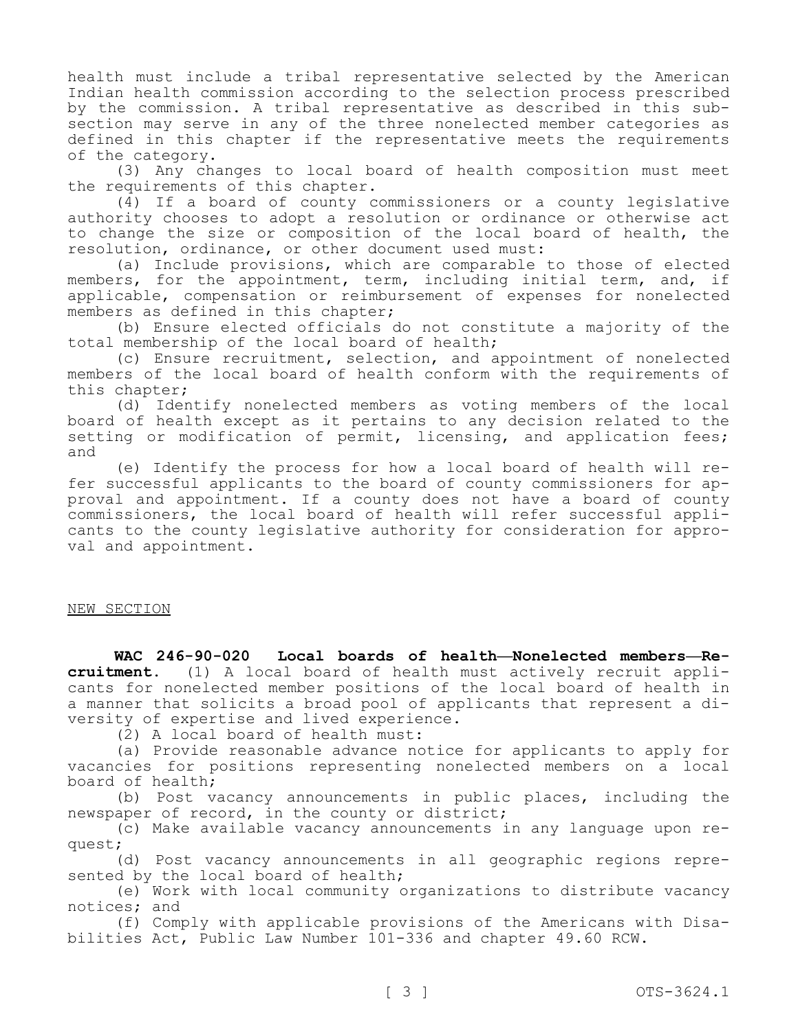health must include a tribal representative selected by the American Indian health commission according to the selection process prescribed by the commission. A tribal representative as described in this subsection may serve in any of the three nonelected member categories as defined in this chapter if the representative meets the requirements of the category.

(3) Any changes to local board of health composition must meet the requirements of this chapter.

(4) If a board of county commissioners or a county legislative authority chooses to adopt a resolution or ordinance or otherwise act to change the size or composition of the local board of health, the resolution, ordinance, or other document used must:

(a) Include provisions, which are comparable to those of elected members, for the appointment, term, including initial term, and, if applicable, compensation or reimbursement of expenses for nonelected members as defined in this chapter;

(b) Ensure elected officials do not constitute a majority of the total membership of the local board of health;

(c) Ensure recruitment, selection, and appointment of nonelected members of the local board of health conform with the requirements of this chapter;

(d) Identify nonelected members as voting members of the local board of health except as it pertains to any decision related to the setting or modification of permit, licensing, and application fees; and

(e) Identify the process for how a local board of health will refer successful applicants to the board of county commissioners for approval and appointment. If a county does not have a board of county commissioners, the local board of health will refer successful applicants to the county legislative authority for consideration for approval and appointment.

NEW SECTION

**WAC 246-90-020 Local boards of health—Nonelected members—Recruitment.** (1) A local board of health must actively recruit applicants for nonelected member positions of the local board of health in a manner that solicits a broad pool of applicants that represent a diversity of expertise and lived experience.

(2) A local board of health must:

(a) Provide reasonable advance notice for applicants to apply for vacancies for positions representing nonelected members on a local board of health;

(b) Post vacancy announcements in public places, including the newspaper of record, in the county or district;

(c) Make available vacancy announcements in any language upon request;

(d) Post vacancy announcements in all geographic regions represented by the local board of health;

(e) Work with local community organizations to distribute vacancy notices; and

(f) Comply with applicable provisions of the Americans with Disabilities Act, Public Law Number 101-336 and chapter 49.60 RCW.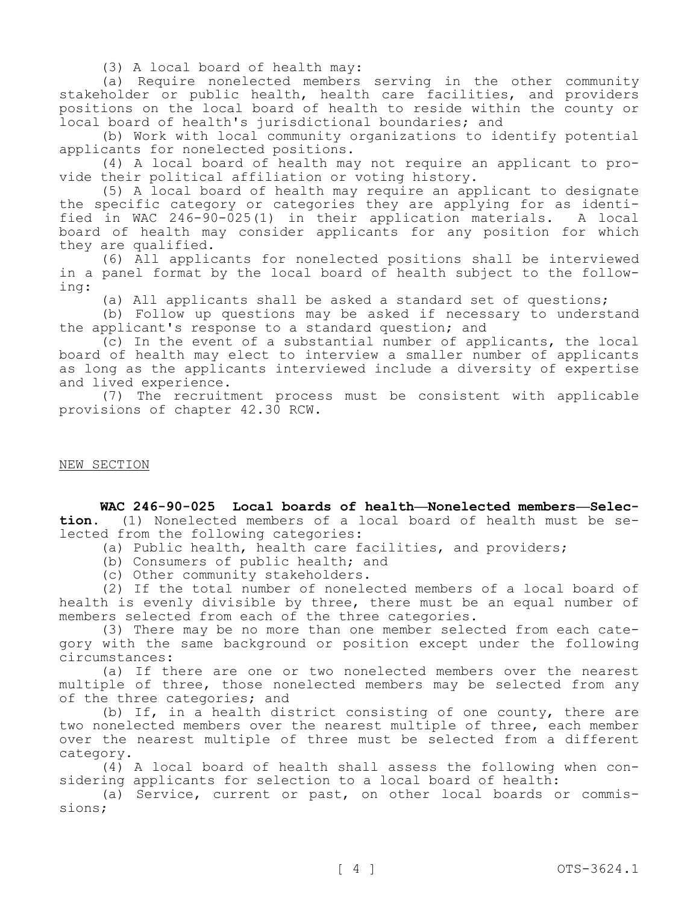(3) A local board of health may:

(a) Require nonelected members serving in the other community stakeholder or public health, health care facilities, and providers positions on the local board of health to reside within the county or local board of health's jurisdictional boundaries; and

(b) Work with local community organizations to identify potential applicants for nonelected positions.

(4) A local board of health may not require an applicant to provide their political affiliation or voting history.

(5) A local board of health may require an applicant to designate the specific category or categories they are applying for as identified in WAC 246-90-025(1) in their application materials. A local board of health may consider applicants for any position for which they are qualified.

(6) All applicants for nonelected positions shall be interviewed in a panel format by the local board of health subject to the following:

(a) All applicants shall be asked a standard set of questions;

(b) Follow up questions may be asked if necessary to understand the applicant's response to a standard question; and

(c) In the event of a substantial number of applicants, the local board of health may elect to interview a smaller number of applicants as long as the applicants interviewed include a diversity of expertise and lived experience.

(7) The recruitment process must be consistent with applicable provisions of chapter 42.30 RCW.

NEW SECTION

**WAC 246-90-025 Local boards of health—Nonelected members—Selection.** (1) Nonelected members of a local board of health must be selected from the following categories:

(a) Public health, health care facilities, and providers;

(b) Consumers of public health; and

(c) Other community stakeholders.

(2) If the total number of nonelected members of a local board of health is evenly divisible by three, there must be an equal number of members selected from each of the three categories.

(3) There may be no more than one member selected from each category with the same background or position except under the following circumstances:

(a) If there are one or two nonelected members over the nearest multiple of three, those nonelected members may be selected from any of the three categories; and

(b) If, in a health district consisting of one county, there are two nonelected members over the nearest multiple of three, each member over the nearest multiple of three must be selected from a different category.

(4) A local board of health shall assess the following when considering applicants for selection to a local board of health:

(a) Service, current or past, on other local boards or commissions;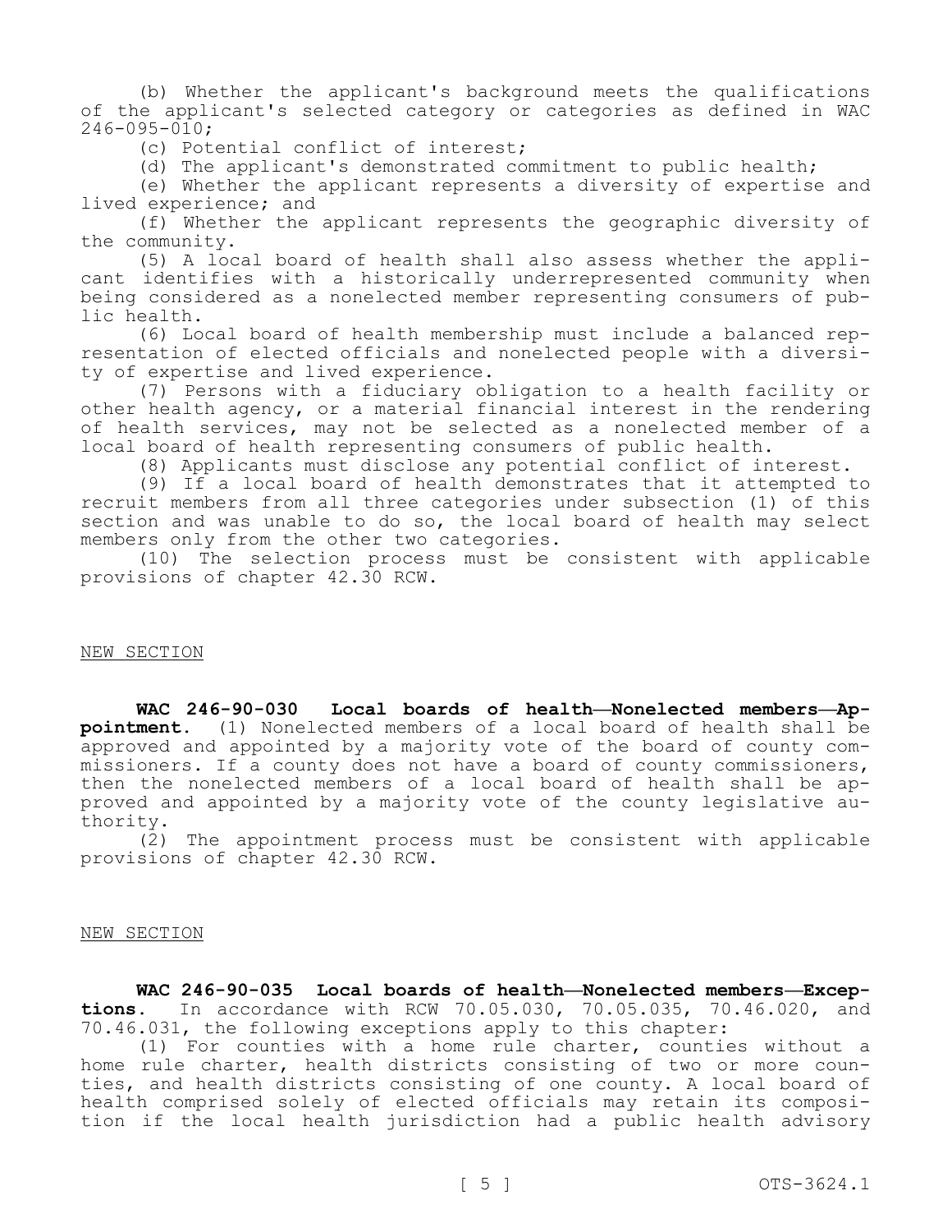(b) Whether the applicant's background meets the qualifications of the applicant's selected category or categories as defined in WAC 246-095-010;

(c) Potential conflict of interest;

(d) The applicant's demonstrated commitment to public health;

(e) Whether the applicant represents a diversity of expertise and lived experience; and

(f) Whether the applicant represents the geographic diversity of the community.

(5) A local board of health shall also assess whether the applicant identifies with a historically underrepresented community when being considered as a nonelected member representing consumers of public health.

(6) Local board of health membership must include a balanced representation of elected officials and nonelected people with a diversity of expertise and lived experience.

(7) Persons with a fiduciary obligation to a health facility or other health agency, or a material financial interest in the rendering of health services, may not be selected as a nonelected member of a local board of health representing consumers of public health.

(8) Applicants must disclose any potential conflict of interest.

(9) If a local board of health demonstrates that it attempted to recruit members from all three categories under subsection (1) of this section and was unable to do so, the local board of health may select members only from the other two categories.

(10) The selection process must be consistent with applicable provisions of chapter 42.30 RCW.

NEW SECTION

**WAC 246-90-030 Local boards of health—Nonelected members—Appointment.** (1) Nonelected members of a local board of health shall be approved and appointed by a majority vote of the board of county commissioners. If a county does not have a board of county commissioners, then the nonelected members of a local board of health shall be approved and appointed by a majority vote of the county legislative authority.

(2) The appointment process must be consistent with applicable provisions of chapter 42.30 RCW.

NEW SECTION

**WAC 246-90-035 Local boards of health—Nonelected members—Exceptions.** In accordance with RCW 70.05.030, 70.05.035, 70.46.020, and 70.46.031, the following exceptions apply to this chapter:

(1) For counties with a home rule charter, counties without a home rule charter, health districts consisting of two or more counties, and health districts consisting of one county. A local board of health comprised solely of elected officials may retain its composition if the local health jurisdiction had a public health advisory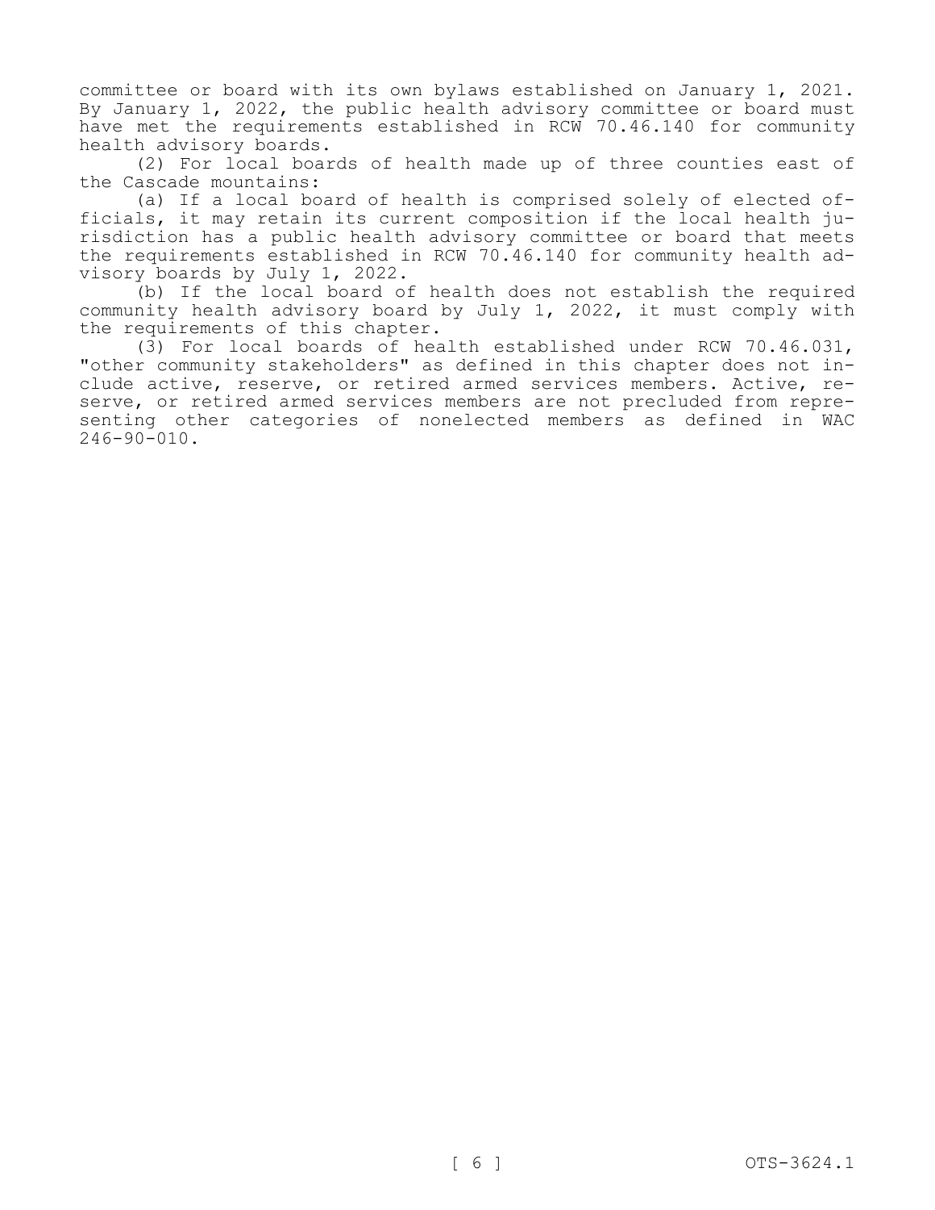committee or board with its own bylaws established on January 1, 2021. By January 1, 2022, the public health advisory committee or board must have met the requirements established in RCW 70.46.140 for community health advisory boards.

(2) For local boards of health made up of three counties east of the Cascade mountains:

(a) If a local board of health is comprised solely of elected officials, it may retain its current composition if the local health jurisdiction has a public health advisory committee or board that meets the requirements established in RCW 70.46.140 for community health advisory boards by July 1, 2022.

(b) If the local board of health does not establish the required community health advisory board by July 1, 2022, it must comply with the requirements of this chapter.

(3) For local boards of health established under RCW 70.46.031, "other community stakeholders" as defined in this chapter does not include active, reserve, or retired armed services members. Active, reserve, or retired armed services members are not precluded from representing other categories of nonelected members as defined in WAC 246-90-010.